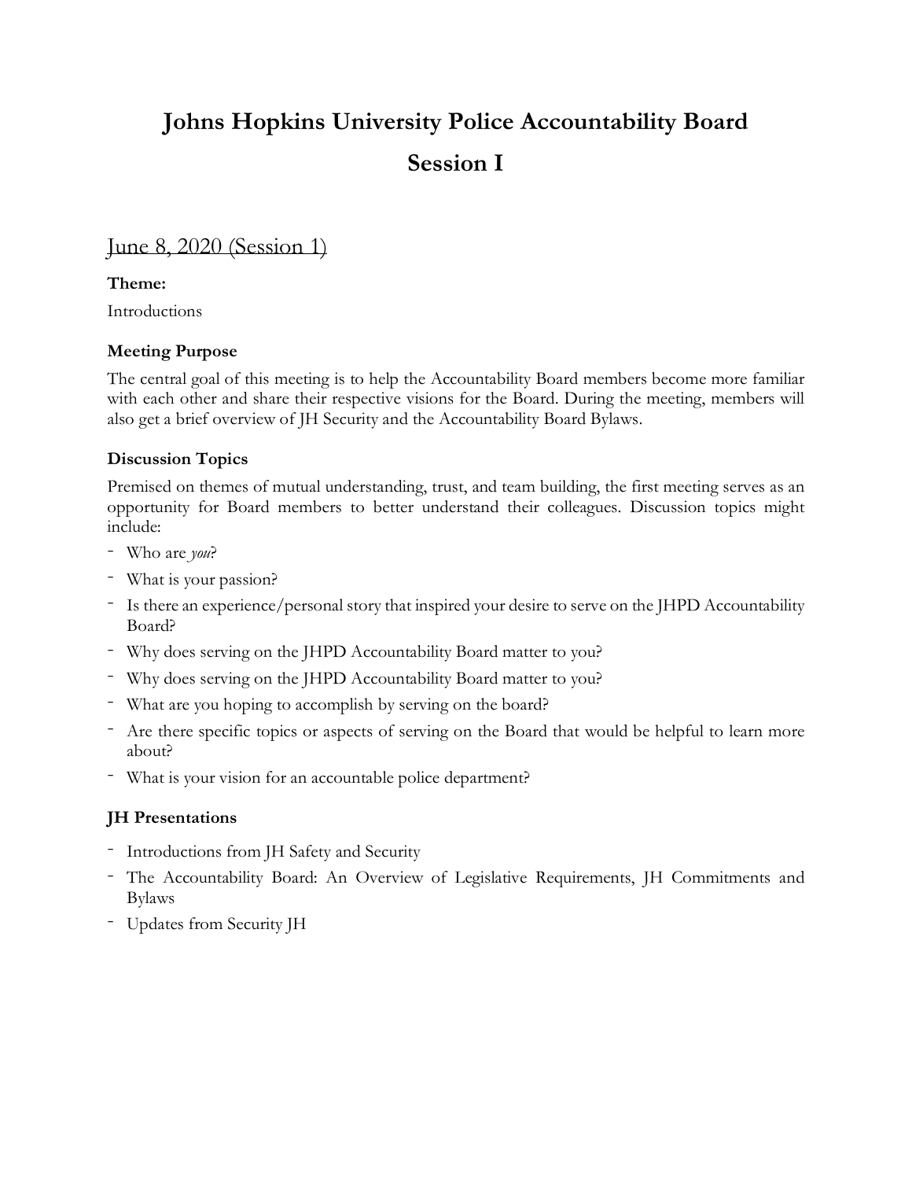# Johns Hopkins University Police Accountability Board

# Session I

## June 8, 2020 (Session 1)

**Theme:**

Introductions

### Meeting Purpose

The central goal of this meeting is to help the Accountability Board members become more familiar with each other and share their respective visions for the Board. During the meeting, members will also get a brief overview of JH Security and the Accountability Board Bylaws.

### Discussion Topics

Premised on themes of mutual understanding, trust, and team building, the first meeting serves as an opportunity for Board members to better understand their colleagues. Discussion topics might include:

- Who are *you*?
- What is your passion?
- Is there an experience/personal story that inspired your desire to serve on the JHPD Accountability Board?
- Why does serving on the JHPD Accountability Board matter to you?
- Why does serving on the JHPD Accountability Board matter to you?
- What are you hoping to accomplish by serving on the board?
- Are there specific topics or aspects of serving on the Board that would be helpful to learn more about?
- What is your vision for an accountable police department?

### JH Presentations

- Introductions from JH Safety and Security
- The Accountability Board: An Overview of Legislative Requirements, JH Commitments and Bylaws
- Updates from Security JH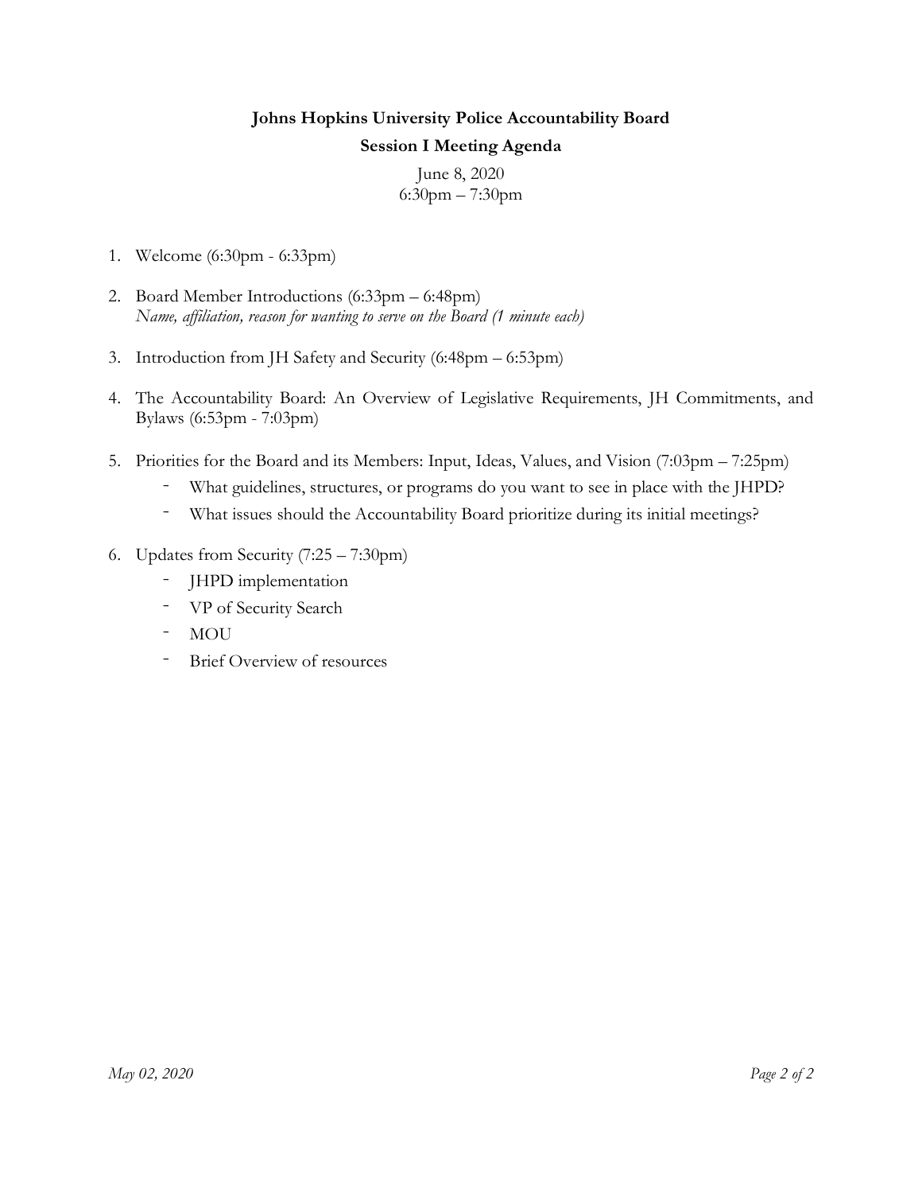**Johns Hopkins University Police Accountability Board**

**Session I Meeting Agenda**

June 8, 2020
6:30pm – 7:30pm

1. Welcome (6:30pm - 6:33pm)

2. Board Member Introductions (6:33pm – 6:48pm)
   *Name, affiliation, reason for wanting to serve on the Board (1 minute each)*

3. Introduction from JH Safety and Security (6:48pm – 6:53pm)

4. The Accountability Board: An Overview of Legislative Requirements, JH Commitments, and Bylaws (6:53pm - 7:03pm)

5. Priorities for the Board and its Members: Input, Ideas, Values, and Vision (7:03pm – 7:25pm)
   - What guidelines, structures, or programs do you want to see in place with the JHPD?
   - What issues should the Accountability Board prioritize during its initial meetings?

6. Updates from Security (7:25 – 7:30pm)
   - JHPD implementation
   - VP of Security Search
   - MOU
   - Brief Overview of resources

*May 02, 2020*